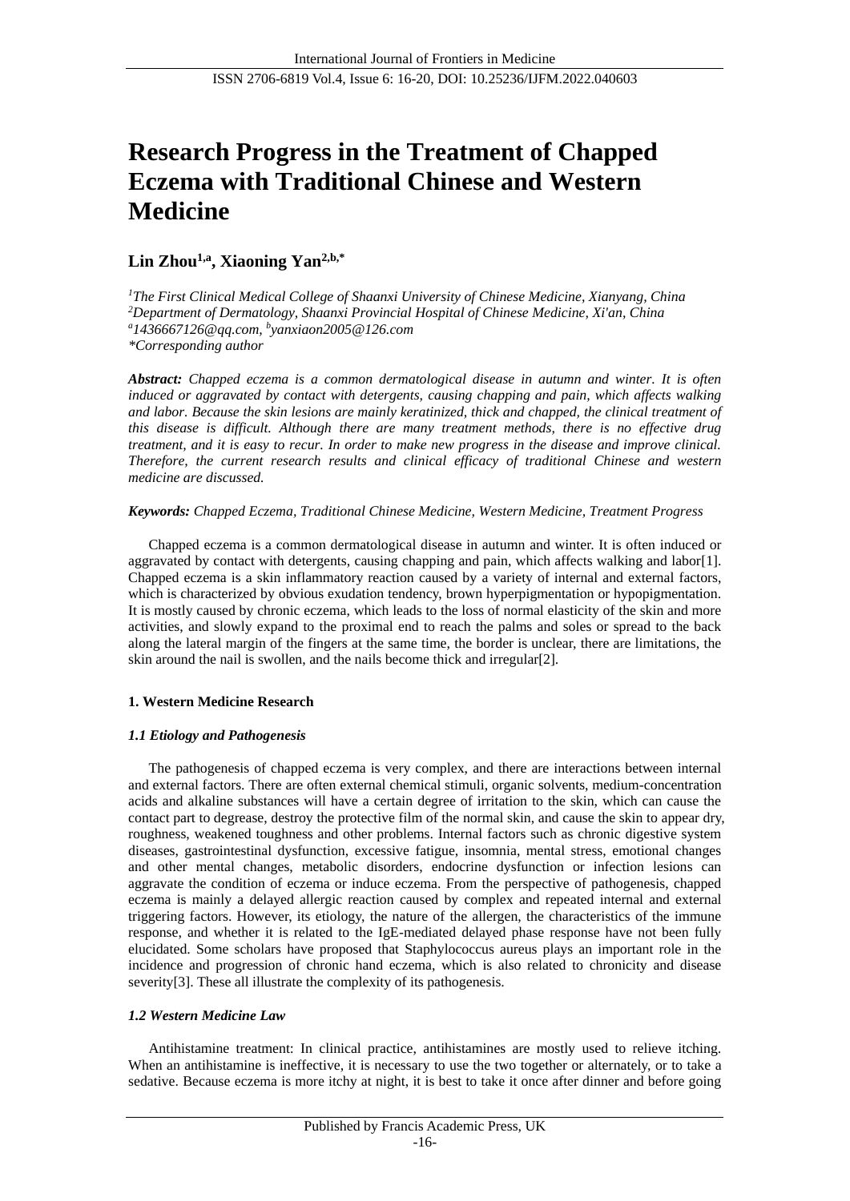# Research Progress in the Treatment of Chapped Eczema with Traditional Chinese and Western Medicine

**Lin Zhou[1,a], Xiaoning Yan[2,b,*]**

*[1]The First Clinical Medical College of Shaanxi University of Chinese Medicine, Xianyang, China*
*[2]Department of Dermatology, Shaanxi Provincial Hospital of Chinese Medicine, Xi'an, China*
*[a]1436667126@qq.com, [b]yanxiaon2005@126.com*
*\*Corresponding author*

***Abstract:*** *Chapped eczema is a common dermatological disease in autumn and winter. It is often induced or aggravated by contact with detergents, causing chapping and pain, which affects walking and labor. Because the skin lesions are mainly keratinized, thick and chapped, the clinical treatment of this disease is difficult. Although there are many treatment methods, there is no effective drug treatment, and it is easy to recur. In order to make new progress in the disease and improve clinical. Therefore, the current research results and clinical efficacy of traditional Chinese and western medicine are discussed.*

***Keywords:*** *Chapped Eczema, Traditional Chinese Medicine, Western Medicine, Treatment Progress*

Chapped eczema is a common dermatological disease in autumn and winter. It is often induced or aggravated by contact with detergents, causing chapping and pain, which affects walking and labor[1]. Chapped eczema is a skin inflammatory reaction caused by a variety of internal and external factors, which is characterized by obvious exudation tendency, brown hyperpigmentation or hypopigmentation. It is mostly caused by chronic eczema, which leads to the loss of normal elasticity of the skin and more activities, and slowly expand to the proximal end to reach the palms and soles or spread to the back along the lateral margin of the fingers at the same time, the border is unclear, there are limitations, the skin around the nail is swollen, and the nails become thick and irregular[2].

## 1. Western Medicine Research

### *1.1 Etiology and Pathogenesis*

The pathogenesis of chapped eczema is very complex, and there are interactions between internal and external factors. There are often external chemical stimuli, organic solvents, medium-concentration acids and alkaline substances will have a certain degree of irritation to the skin, which can cause the contact part to degrease, destroy the protective film of the normal skin, and cause the skin to appear dry, roughness, weakened toughness and other problems. Internal factors such as chronic digestive system diseases, gastrointestinal dysfunction, excessive fatigue, insomnia, mental stress, emotional changes and other mental changes, metabolic disorders, endocrine dysfunction or infection lesions can aggravate the condition of eczema or induce eczema. From the perspective of pathogenesis, chapped eczema is mainly a delayed allergic reaction caused by complex and repeated internal and external triggering factors. However, its etiology, the nature of the allergen, the characteristics of the immune response, and whether it is related to the IgE-mediated delayed phase response have not been fully elucidated. Some scholars have proposed that Staphylococcus aureus plays an important role in the incidence and progression of chronic hand eczema, which is also related to chronicity and disease severity[3]. These all illustrate the complexity of its pathogenesis.

### *1.2 Western Medicine Law*

Antihistamine treatment: In clinical practice, antihistamines are mostly used to relieve itching. When an antihistamine is ineffective, it is necessary to use the two together or alternately, or to take a sedative. Because eczema is more itchy at night, it is best to take it once after dinner and before going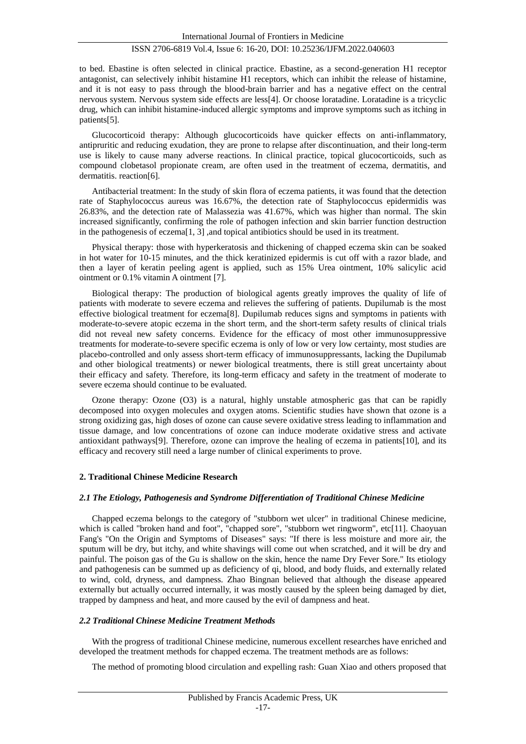to bed. Ebastine is often selected in clinical practice. Ebastine, as a second-generation H1 receptor antagonist, can selectively inhibit histamine H1 receptors, which can inhibit the release of histamine, and it is not easy to pass through the blood-brain barrier and has a negative effect on the central nervous system. Nervous system side effects are less[4]. Or choose loratadine. Loratadine is a tricyclic drug, which can inhibit histamine-induced allergic symptoms and improve symptoms such as itching in patients[5].

Glucocorticoid therapy: Although glucocorticoids have quicker effects on anti-inflammatory, antipruritic and reducing exudation, they are prone to relapse after discontinuation, and their long-term use is likely to cause many adverse reactions. In clinical practice, topical glucocorticoids, such as compound clobetasol propionate cream, are often used in the treatment of eczema, dermatitis, and dermatitis. reaction[6].

Antibacterial treatment: In the study of skin flora of eczema patients, it was found that the detection rate of Staphylococcus aureus was 16.67%, the detection rate of Staphylococcus epidermidis was 26.83%, and the detection rate of Malassezia was 41.67%, which was higher than normal. The skin increased significantly, confirming the role of pathogen infection and skin barrier function destruction in the pathogenesis of eczema[1, 3] ,and topical antibiotics should be used in its treatment.

Physical therapy: those with hyperkeratosis and thickening of chapped eczema skin can be soaked in hot water for 10-15 minutes, and the thick keratinized epidermis is cut off with a razor blade, and then a layer of keratin peeling agent is applied, such as 15% Urea ointment, 10% salicylic acid ointment or 0.1% vitamin A ointment [7].

Biological therapy: The production of biological agents greatly improves the quality of life of patients with moderate to severe eczema and relieves the suffering of patients. Dupilumab is the most effective biological treatment for eczema[8]. Dupilumab reduces signs and symptoms in patients with moderate-to-severe atopic eczema in the short term, and the short-term safety results of clinical trials did not reveal new safety concerns. Evidence for the efficacy of most other immunosuppressive treatments for moderate-to-severe specific eczema is only of low or very low certainty, most studies are placebo-controlled and only assess short-term efficacy of immunosuppressants, lacking the Dupilumab and other biological treatments) or newer biological treatments, there is still great uncertainty about their efficacy and safety. Therefore, its long-term efficacy and safety in the treatment of moderate to severe eczema should continue to be evaluated.

Ozone therapy: Ozone ($O_3$) is a natural, highly unstable atmospheric gas that can be rapidly decomposed into oxygen molecules and oxygen atoms. Scientific studies have shown that ozone is a strong oxidizing gas, high doses of ozone can cause severe oxidative stress leading to inflammation and tissue damage, and low concentrations of ozone can induce moderate oxidative stress and activate antioxidant pathways[9]. Therefore, ozone can improve the healing of eczema in patients[10], and its efficacy and recovery still need a large number of clinical experiments to prove.

## 2. Traditional Chinese Medicine Research

### *2.1 The Etiology, Pathogenesis and Syndrome Differentiation of Traditional Chinese Medicine*

Chapped eczema belongs to the category of "stubborn wet ulcer" in traditional Chinese medicine, which is called "broken hand and foot", "chapped sore", "stubborn wet ringworm", etc[11]. Chaoyuan Fang's "On the Origin and Symptoms of Diseases" says: "If there is less moisture and more air, the sputum will be dry, but itchy, and white shavings will come out when scratched, and it will be dry and painful. The poison gas of the Gu is shallow on the skin, hence the name Dry Fever Sore." Its etiology and pathogenesis can be summed up as deficiency of qi, blood, and body fluids, and externally related to wind, cold, dryness, and dampness. Zhao Bingnan believed that although the disease appeared externally but actually occurred internally, it was mostly caused by the spleen being damaged by diet, trapped by dampness and heat, and more caused by the evil of dampness and heat.

### *2.2 Traditional Chinese Medicine Treatment Methods*

With the progress of traditional Chinese medicine, numerous excellent researches have enriched and developed the treatment methods for chapped eczema. The treatment methods are as follows:

The method of promoting blood circulation and expelling rash: Guan Xiao and others proposed that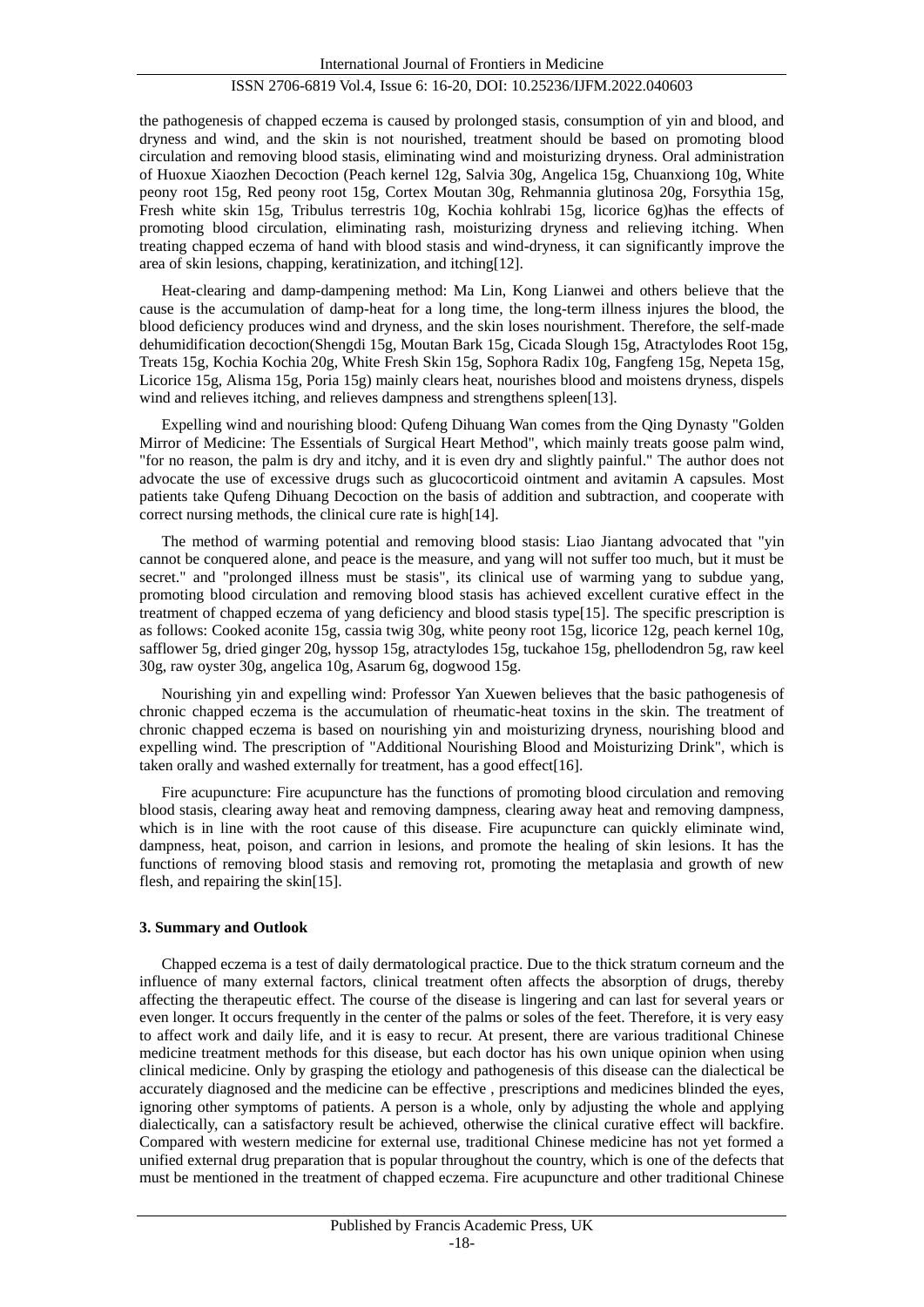the pathogenesis of chapped eczema is caused by prolonged stasis, consumption of yin and blood, and dryness and wind, and the skin is not nourished, treatment should be based on promoting blood circulation and removing blood stasis, eliminating wind and moisturizing dryness. Oral administration of Huoxue Xiaozhen Decoction (Peach kernel 12g, Salvia 30g, Angelica 15g, Chuanxiong 10g, White peony root 15g, Red peony root 15g, Cortex Moutan 30g, Rehmannia glutinosa 20g, Forsythia 15g, Fresh white skin 15g, Tribulus terrestris 10g, Kochia kohlrabi 15g, licorice 6g)has the effects of promoting blood circulation, eliminating rash, moisturizing dryness and relieving itching. When treating chapped eczema of hand with blood stasis and wind-dryness, it can significantly improve the area of skin lesions, chapping, keratinization, and itching[12].

Heat-clearing and damp-dampening method: Ma Lin, Kong Lianwei and others believe that the cause is the accumulation of damp-heat for a long time, the long-term illness injures the blood, the blood deficiency produces wind and dryness, and the skin loses nourishment. Therefore, the self-made dehumidification decoction(Shengdi 15g, Moutan Bark 15g, Cicada Slough 15g, Atractylodes Root 15g, Treats 15g, Kochia Kochia 20g, White Fresh Skin 15g, Sophora Radix 10g, Fangfeng 15g, Nepeta 15g, Licorice 15g, Alisma 15g, Poria 15g) mainly clears heat, nourishes blood and moistens dryness, dispels wind and relieves itching, and relieves dampness and strengthens spleen[13].

Expelling wind and nourishing blood: Qufeng Dihuang Wan comes from the Qing Dynasty "Golden Mirror of Medicine: The Essentials of Surgical Heart Method", which mainly treats goose palm wind, "for no reason, the palm is dry and itchy, and it is even dry and slightly painful." The author does not advocate the use of excessive drugs such as glucocorticoid ointment and avitamin A capsules. Most patients take Qufeng Dihuang Decoction on the basis of addition and subtraction, and cooperate with correct nursing methods, the clinical cure rate is high[14].

The method of warming potential and removing blood stasis: Liao Jiantang advocated that "yin cannot be conquered alone, and peace is the measure, and yang will not suffer too much, but it must be secret." and "prolonged illness must be stasis", its clinical use of warming yang to subdue yang, promoting blood circulation and removing blood stasis has achieved excellent curative effect in the treatment of chapped eczema of yang deficiency and blood stasis type[15]. The specific prescription is as follows: Cooked aconite 15g, cassia twig 30g, white peony root 15g, licorice 12g, peach kernel 10g, safflower 5g, dried ginger 20g, hyssop 15g, atractylodes 15g, tuckahoe 15g, phellodendron 5g, raw keel 30g, raw oyster 30g, angelica 10g, Asarum 6g, dogwood 15g.

Nourishing yin and expelling wind: Professor Yan Xuewen believes that the basic pathogenesis of chronic chapped eczema is the accumulation of rheumatic-heat toxins in the skin. The treatment of chronic chapped eczema is based on nourishing yin and moisturizing dryness, nourishing blood and expelling wind. The prescription of "Additional Nourishing Blood and Moisturizing Drink", which is taken orally and washed externally for treatment, has a good effect[16].

Fire acupuncture: Fire acupuncture has the functions of promoting blood circulation and removing blood stasis, clearing away heat and removing dampness, clearing away heat and removing dampness, which is in line with the root cause of this disease. Fire acupuncture can quickly eliminate wind, dampness, heat, poison, and carrion in lesions, and promote the healing of skin lesions. It has the functions of removing blood stasis and removing rot, promoting the metaplasia and growth of new flesh, and repairing the skin[15].

## 3. Summary and Outlook

Chapped eczema is a test of daily dermatological practice. Due to the thick stratum corneum and the influence of many external factors, clinical treatment often affects the absorption of drugs, thereby affecting the therapeutic effect. The course of the disease is lingering and can last for several years or even longer. It occurs frequently in the center of the palms or soles of the feet. Therefore, it is very easy to affect work and daily life, and it is easy to recur. At present, there are various traditional Chinese medicine treatment methods for this disease, but each doctor has his own unique opinion when using clinical medicine. Only by grasping the etiology and pathogenesis of this disease can the dialectical be accurately diagnosed and the medicine can be effective , prescriptions and medicines blinded the eyes, ignoring other symptoms of patients. A person is a whole, only by adjusting the whole and applying dialectically, can a satisfactory result be achieved, otherwise the clinical curative effect will backfire. Compared with western medicine for external use, traditional Chinese medicine has not yet formed a unified external drug preparation that is popular throughout the country, which is one of the defects that must be mentioned in the treatment of chapped eczema. Fire acupuncture and other traditional Chinese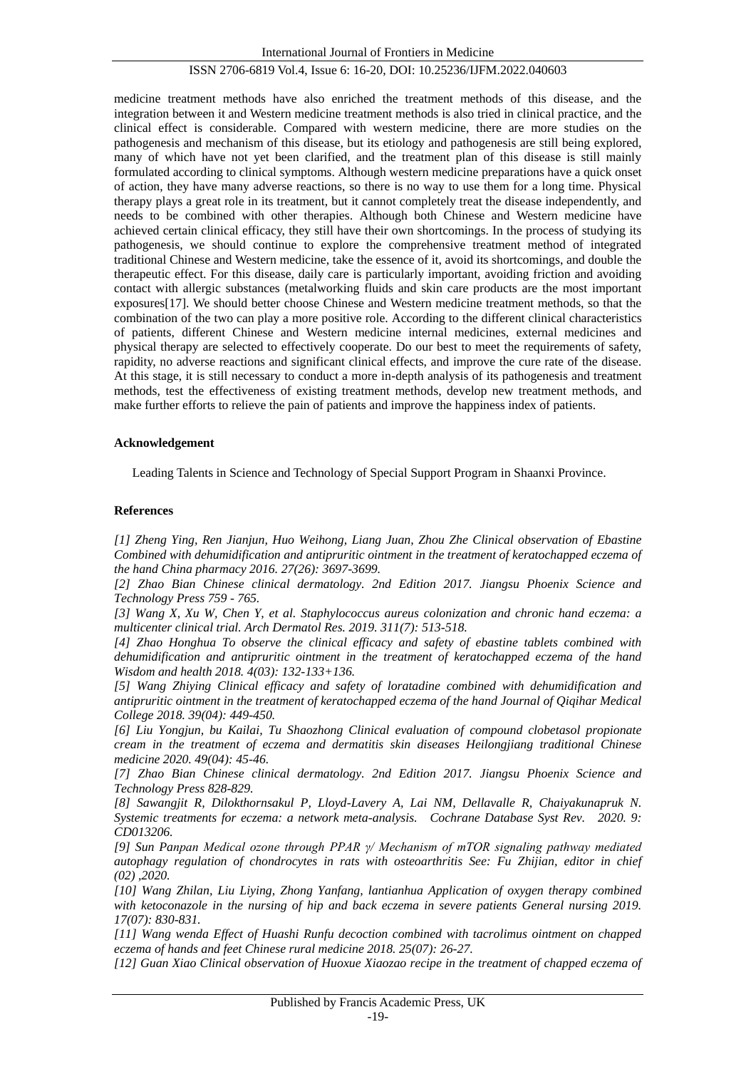medicine treatment methods have also enriched the treatment methods of this disease, and the integration between it and Western medicine treatment methods is also tried in clinical practice, and the clinical effect is considerable. Compared with western medicine, there are more studies on the pathogenesis and mechanism of this disease, but its etiology and pathogenesis are still being explored, many of which have not yet been clarified, and the treatment plan of this disease is still mainly formulated according to clinical symptoms. Although western medicine preparations have a quick onset of action, they have many adverse reactions, so there is no way to use them for a long time. Physical therapy plays a great role in its treatment, but it cannot completely treat the disease independently, and needs to be combined with other therapies. Although both Chinese and Western medicine have achieved certain clinical efficacy, they still have their own shortcomings. In the process of studying its pathogenesis, we should continue to explore the comprehensive treatment method of integrated traditional Chinese and Western medicine, take the essence of it, avoid its shortcomings, and double the therapeutic effect. For this disease, daily care is particularly important, avoiding friction and avoiding contact with allergic substances (metalworking fluids and skin care products are the most important exposures[17]. We should better choose Chinese and Western medicine treatment methods, so that the combination of the two can play a more positive role. According to the different clinical characteristics of patients, different Chinese and Western medicine internal medicines, external medicines and physical therapy are selected to effectively cooperate. Do our best to meet the requirements of safety, rapidity, no adverse reactions and significant clinical effects, and improve the cure rate of the disease. At this stage, it is still necessary to conduct a more in-depth analysis of its pathogenesis and treatment methods, test the effectiveness of existing treatment methods, develop new treatment methods, and make further efforts to relieve the pain of patients and improve the happiness index of patients.

## Acknowledgement

Leading Talents in Science and Technology of Special Support Program in Shaanxi Province.

## References

*[1] Zheng Ying, Ren Jianjun, Huo Weihong, Liang Juan, Zhou Zhe Clinical observation of Ebastine Combined with dehumidification and antipruritic ointment in the treatment of keratochapped eczema of the hand China pharmacy 2016. 27(26): 3697-3699.*

*[2] Zhao Bian Chinese clinical dermatology. 2nd Edition 2017. Jiangsu Phoenix Science and Technology Press 759 - 765.*

*[3] Wang X, Xu W, Chen Y, et al. Staphylococcus aureus colonization and chronic hand eczema: a multicenter clinical trial. Arch Dermatol Res. 2019. 311(7): 513-518.*

*[4] Zhao Honghua To observe the clinical efficacy and safety of ebastine tablets combined with dehumidification and antipruritic ointment in the treatment of keratochapped eczema of the hand Wisdom and health 2018. 4(03): 132-133+136.*

*[5] Wang Zhiying Clinical efficacy and safety of loratadine combined with dehumidification and antipruritic ointment in the treatment of keratochapped eczema of the hand Journal of Qiqihar Medical College 2018. 39(04): 449-450.*

*[6] Liu Yongjun, bu Kailai, Tu Shaozhong Clinical evaluation of compound clobetasol propionate cream in the treatment of eczema and dermatitis skin diseases Heilongjiang traditional Chinese medicine 2020. 49(04): 45-46.*

*[7] Zhao Bian Chinese clinical dermatology. 2nd Edition 2017. Jiangsu Phoenix Science and Technology Press 828-829.*

*[8] Sawangjit R, Dilokthornsakul P, Lloyd-Lavery A, Lai NM, Dellavalle R, Chaiyakunapruk N. Systemic treatments for eczema: a network meta-analysis. Cochrane Database Syst Rev. 2020. 9: CD013206.*

*[9] Sun Panpan Medical ozone through PPAR γ/ Mechanism of mTOR signaling pathway mediated autophagy regulation of chondrocytes in rats with osteoarthritis See: Fu Zhijian, editor in chief (02) ,2020.*

*[10] Wang Zhilan, Liu Liying, Zhong Yanfang, lantianhua Application of oxygen therapy combined with ketoconazole in the nursing of hip and back eczema in severe patients General nursing 2019. 17(07): 830-831.*

*[11] Wang wenda Effect of Huashi Runfu decoction combined with tacrolimus ointment on chapped eczema of hands and feet Chinese rural medicine 2018. 25(07): 26-27.*

*[12] Guan Xiao Clinical observation of Huoxue Xiaozao recipe in the treatment of chapped eczema of*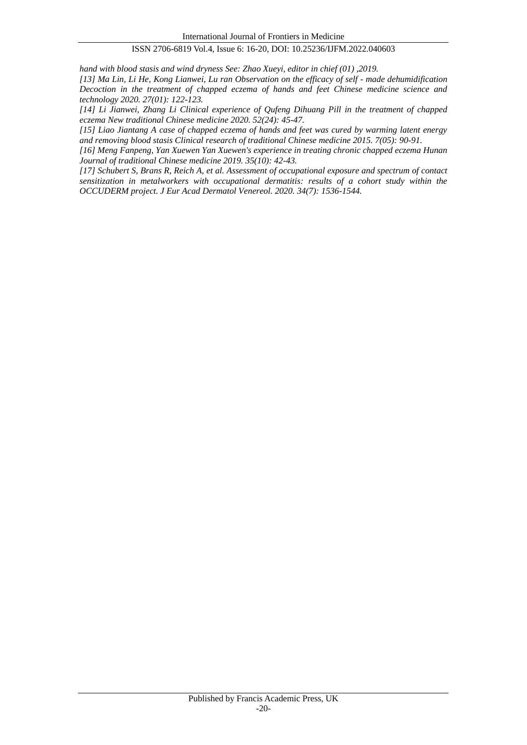*hand with blood stasis and wind dryness See: Zhao Xueyi, editor in chief (01) ,2019.*

*[13] Ma Lin, Li He, Kong Lianwei, Lu ran Observation on the efficacy of self - made dehumidification Decoction in the treatment of chapped eczema of hands and feet Chinese medicine science and technology 2020. 27(01): 122-123.*

*[14] Li Jianwei, Zhang Li Clinical experience of Qufeng Dihuang Pill in the treatment of chapped eczema New traditional Chinese medicine 2020. 52(24): 45-47.*

*[15] Liao Jiantang A case of chapped eczema of hands and feet was cured by warming latent energy and removing blood stasis Clinical research of traditional Chinese medicine 2015. 7(05): 90-91.*

*[16] Meng Fanpeng, Yan Xuewen Yan Xuewen's experience in treating chronic chapped eczema Hunan Journal of traditional Chinese medicine 2019. 35(10): 42-43.*

*[17] Schubert S, Brans R, Reich A, et al. Assessment of occupational exposure and spectrum of contact sensitization in metalworkers with occupational dermatitis: results of a cohort study within the OCCUDERM project. J Eur Acad Dermatol Venereol. 2020. 34(7): 1536-1544.*